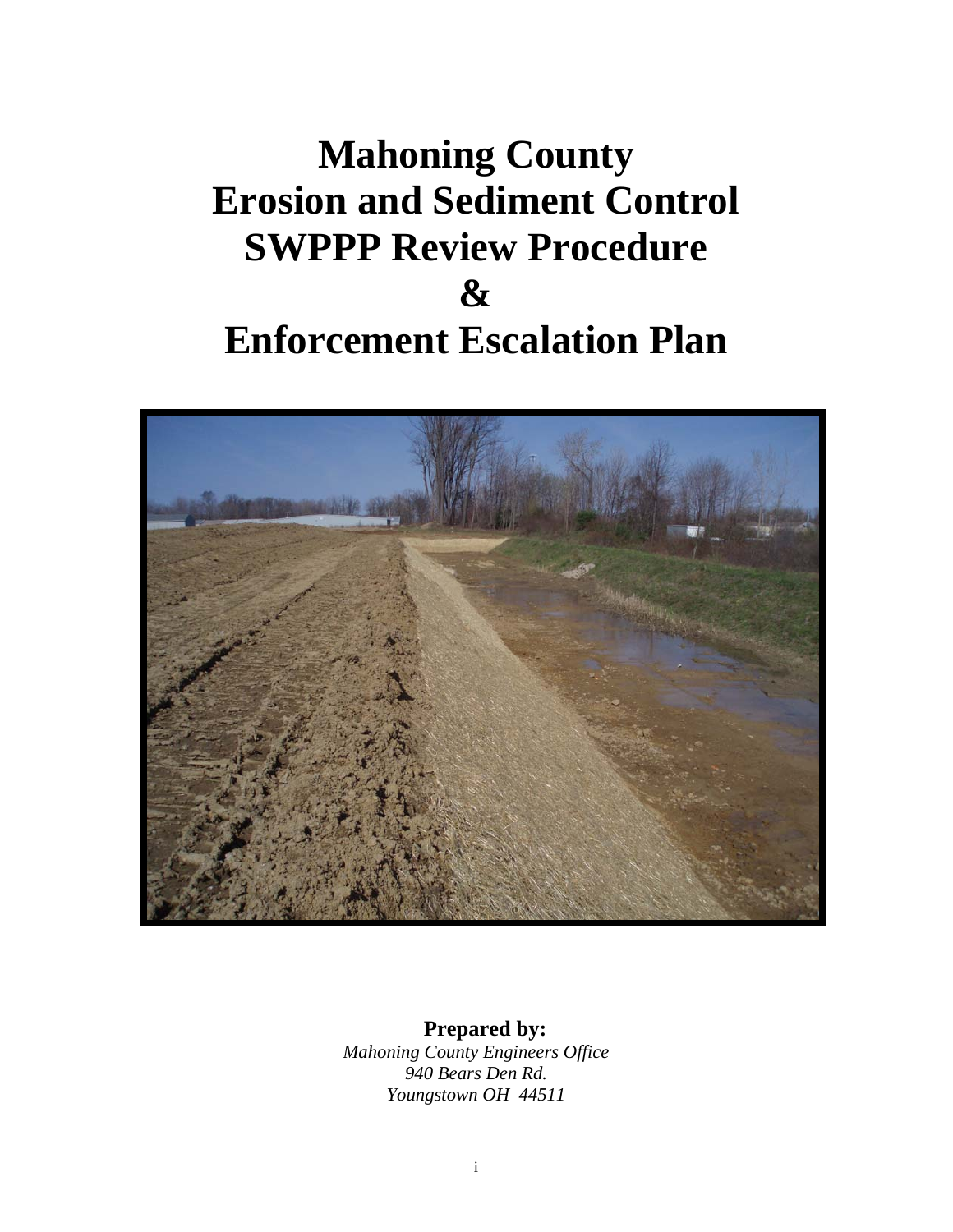# Mahoning County
# Erosion and Sediment Control
# SWPPP Review Procedure
# &
# Enforcement Escalation Plan

**Prepared by:**
*Mahoning County Engineers Office*
*940 Bears Den Rd.*
*Youngstown OH 44511*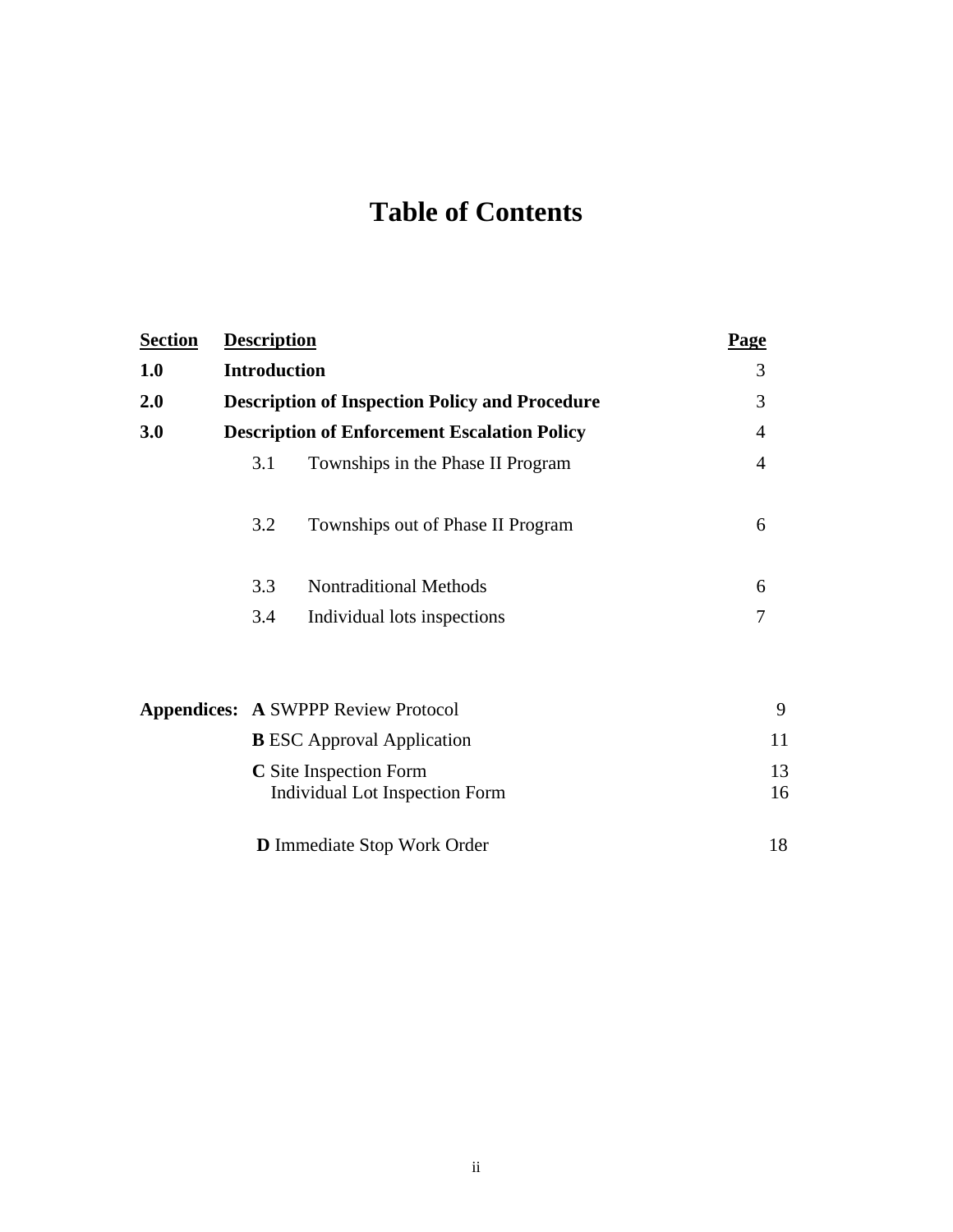# Table of Contents

| Section | Description | | Page |
|---|---|---|---|
| **1.0** | **Introduction** | | 3 |
| **2.0** | **Description of Inspection Policy and Procedure** | | 3 |
| **3.0** | **Description of Enforcement Escalation Policy** | | 4 |
| | 3.1 | Townships in the Phase II Program | 4 |
| | 3.2 | Townships out of Phase II Program | 6 |
| | 3.3 | Nontraditional Methods | 6 |
| | 3.4 | Individual lots inspections | 7 |

| | | |
|---|---|---|
| **Appendices:** | **A** SWPPP Review Protocol | 9 |
| | **B** ESC Approval Application | 11 |
| | **C** Site Inspection Form | 13 |
| | Individual Lot Inspection Form | 16 |
| | **D** Immediate Stop Work Order | 18 |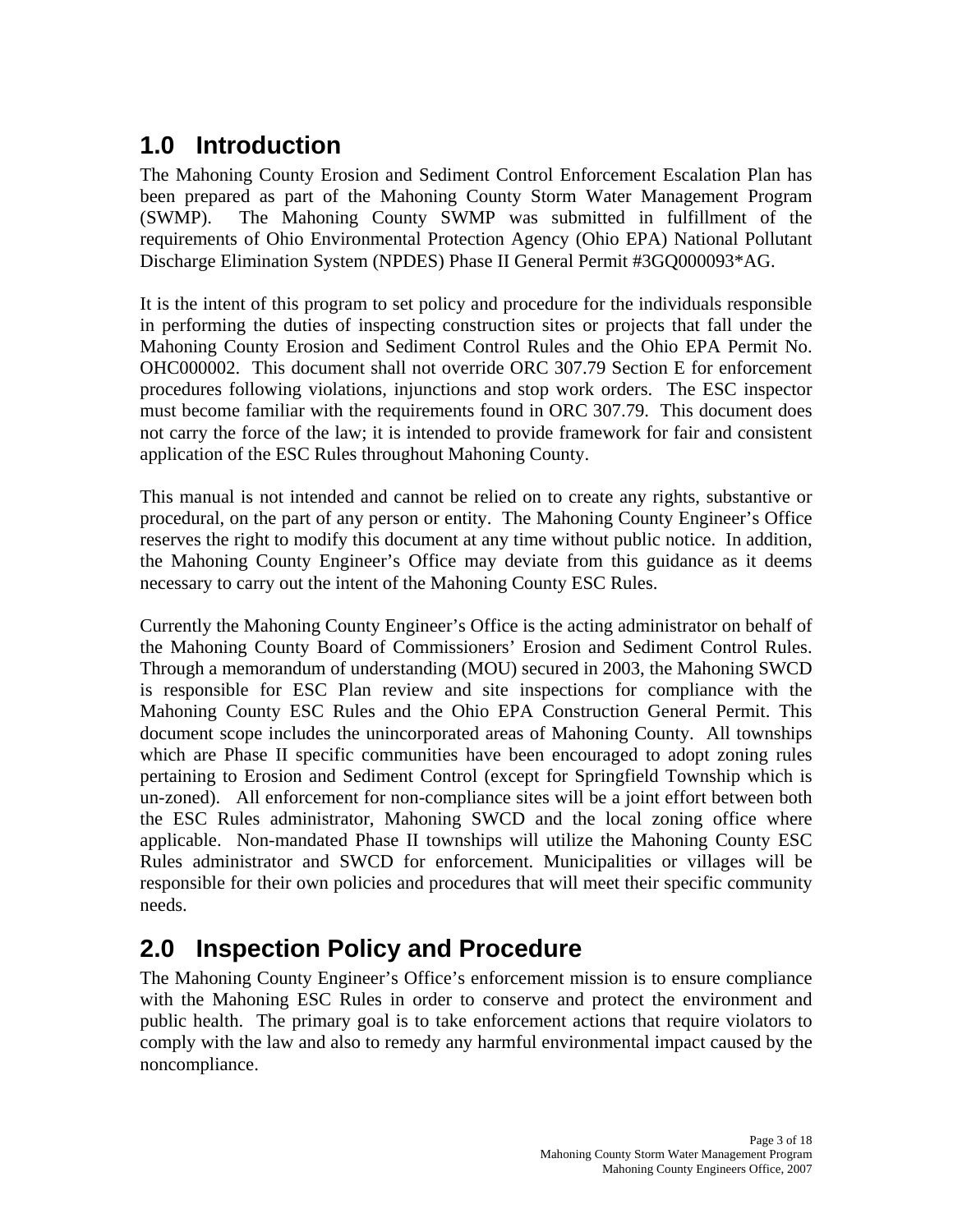# 1.0 Introduction

The Mahoning County Erosion and Sediment Control Enforcement Escalation Plan has been prepared as part of the Mahoning County Storm Water Management Program (SWMP). The Mahoning County SWMP was submitted in fulfillment of the requirements of Ohio Environmental Protection Agency (Ohio EPA) National Pollutant Discharge Elimination System (NPDES) Phase II General Permit #3GQ000093*AG.

It is the intent of this program to set policy and procedure for the individuals responsible in performing the duties of inspecting construction sites or projects that fall under the Mahoning County Erosion and Sediment Control Rules and the Ohio EPA Permit No. OHC000002. This document shall not override ORC 307.79 Section E for enforcement procedures following violations, injunctions and stop work orders. The ESC inspector must become familiar with the requirements found in ORC 307.79. This document does not carry the force of the law; it is intended to provide framework for fair and consistent application of the ESC Rules throughout Mahoning County.

This manual is not intended and cannot be relied on to create any rights, substantive or procedural, on the part of any person or entity. The Mahoning County Engineer's Office reserves the right to modify this document at any time without public notice. In addition, the Mahoning County Engineer's Office may deviate from this guidance as it deems necessary to carry out the intent of the Mahoning County ESC Rules.

Currently the Mahoning County Engineer's Office is the acting administrator on behalf of the Mahoning County Board of Commissioners' Erosion and Sediment Control Rules. Through a memorandum of understanding (MOU) secured in 2003, the Mahoning SWCD is responsible for ESC Plan review and site inspections for compliance with the Mahoning County ESC Rules and the Ohio EPA Construction General Permit. This document scope includes the unincorporated areas of Mahoning County. All townships which are Phase II specific communities have been encouraged to adopt zoning rules pertaining to Erosion and Sediment Control (except for Springfield Township which is un-zoned). All enforcement for non-compliance sites will be a joint effort between both the ESC Rules administrator, Mahoning SWCD and the local zoning office where applicable. Non-mandated Phase II townships will utilize the Mahoning County ESC Rules administrator and SWCD for enforcement. Municipalities or villages will be responsible for their own policies and procedures that will meet their specific community needs.

# 2.0 Inspection Policy and Procedure

The Mahoning County Engineer's Office's enforcement mission is to ensure compliance with the Mahoning ESC Rules in order to conserve and protect the environment and public health. The primary goal is to take enforcement actions that require violators to comply with the law and also to remedy any harmful environmental impact caused by the noncompliance.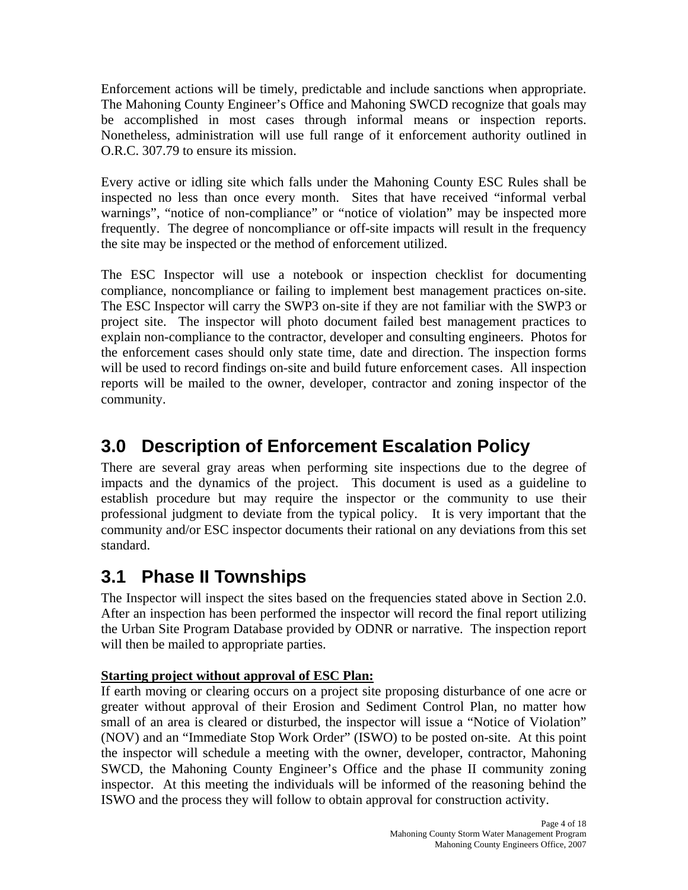Enforcement actions will be timely, predictable and include sanctions when appropriate. The Mahoning County Engineer's Office and Mahoning SWCD recognize that goals may be accomplished in most cases through informal means or inspection reports. Nonetheless, administration will use full range of it enforcement authority outlined in O.R.C. 307.79 to ensure its mission.

Every active or idling site which falls under the Mahoning County ESC Rules shall be inspected no less than once every month. Sites that have received "informal verbal warnings", "notice of non-compliance" or "notice of violation" may be inspected more frequently. The degree of noncompliance or off-site impacts will result in the frequency the site may be inspected or the method of enforcement utilized.

The ESC Inspector will use a notebook or inspection checklist for documenting compliance, noncompliance or failing to implement best management practices on-site. The ESC Inspector will carry the SWP3 on-site if they are not familiar with the SWP3 or project site. The inspector will photo document failed best management practices to explain non-compliance to the contractor, developer and consulting engineers. Photos for the enforcement cases should only state time, date and direction. The inspection forms will be used to record findings on-site and build future enforcement cases. All inspection reports will be mailed to the owner, developer, contractor and zoning inspector of the community.

## 3.0 Description of Enforcement Escalation Policy

There are several gray areas when performing site inspections due to the degree of impacts and the dynamics of the project. This document is used as a guideline to establish procedure but may require the inspector or the community to use their professional judgment to deviate from the typical policy. It is very important that the community and/or ESC inspector documents their rational on any deviations from this set standard.

## 3.1 Phase II Townships

The Inspector will inspect the sites based on the frequencies stated above in Section 2.0. After an inspection has been performed the inspector will record the final report utilizing the Urban Site Program Database provided by ODNR or narrative. The inspection report will then be mailed to appropriate parties.

**Starting project without approval of ESC Plan:**

If earth moving or clearing occurs on a project site proposing disturbance of one acre or greater without approval of their Erosion and Sediment Control Plan, no matter how small of an area is cleared or disturbed, the inspector will issue a "Notice of Violation" (NOV) and an "Immediate Stop Work Order" (ISWO) to be posted on-site. At this point the inspector will schedule a meeting with the owner, developer, contractor, Mahoning SWCD, the Mahoning County Engineer's Office and the phase II community zoning inspector. At this meeting the individuals will be informed of the reasoning behind the ISWO and the process they will follow to obtain approval for construction activity.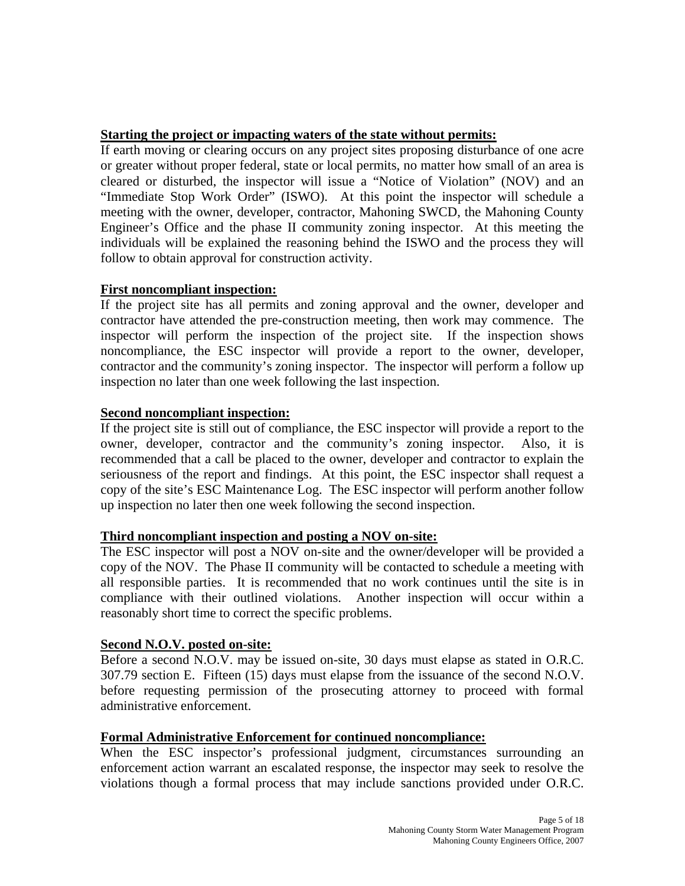**Starting the project or impacting waters of the state without permits:**

If earth moving or clearing occurs on any project sites proposing disturbance of one acre or greater without proper federal, state or local permits, no matter how small of an area is cleared or disturbed, the inspector will issue a "Notice of Violation" (NOV) and an "Immediate Stop Work Order" (ISWO). At this point the inspector will schedule a meeting with the owner, developer, contractor, Mahoning SWCD, the Mahoning County Engineer's Office and the phase II community zoning inspector. At this meeting the individuals will be explained the reasoning behind the ISWO and the process they will follow to obtain approval for construction activity.

**First noncompliant inspection:**

If the project site has all permits and zoning approval and the owner, developer and contractor have attended the pre-construction meeting, then work may commence. The inspector will perform the inspection of the project site. If the inspection shows noncompliance, the ESC inspector will provide a report to the owner, developer, contractor and the community's zoning inspector. The inspector will perform a follow up inspection no later than one week following the last inspection.

**Second noncompliant inspection:**

If the project site is still out of compliance, the ESC inspector will provide a report to the owner, developer, contractor and the community's zoning inspector. Also, it is recommended that a call be placed to the owner, developer and contractor to explain the seriousness of the report and findings. At this point, the ESC inspector shall request a copy of the site's ESC Maintenance Log. The ESC inspector will perform another follow up inspection no later then one week following the second inspection.

**Third noncompliant inspection and posting a NOV on-site:**

The ESC inspector will post a NOV on-site and the owner/developer will be provided a copy of the NOV. The Phase II community will be contacted to schedule a meeting with all responsible parties. It is recommended that no work continues until the site is in compliance with their outlined violations. Another inspection will occur within a reasonably short time to correct the specific problems.

**Second N.O.V. posted on-site:**

Before a second N.O.V. may be issued on-site, 30 days must elapse as stated in O.R.C. 307.79 section E. Fifteen (15) days must elapse from the issuance of the second N.O.V. before requesting permission of the prosecuting attorney to proceed with formal administrative enforcement.

**Formal Administrative Enforcement for continued noncompliance:**

When the ESC inspector's professional judgment, circumstances surrounding an enforcement action warrant an escalated response, the inspector may seek to resolve the violations though a formal process that may include sanctions provided under O.R.C.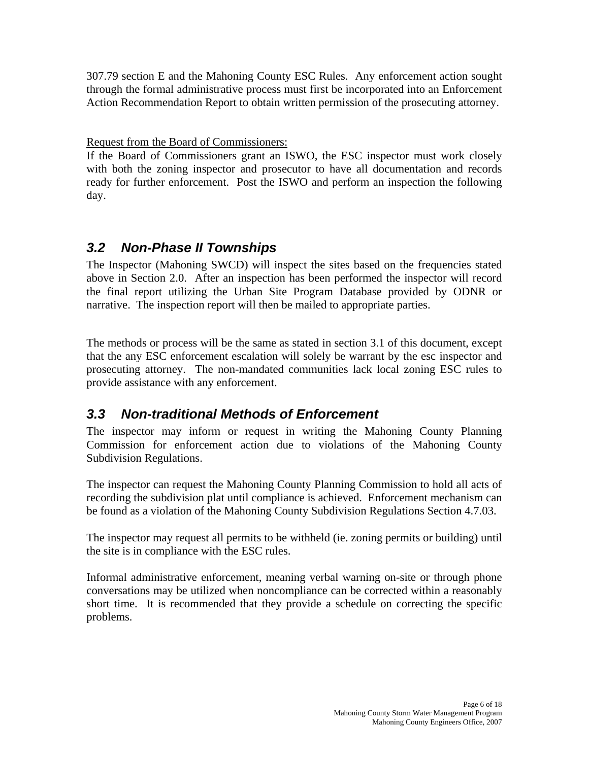307.79 section E and the Mahoning County ESC Rules. Any enforcement action sought through the formal administrative process must first be incorporated into an Enforcement Action Recommendation Report to obtain written permission of the prosecuting attorney.

Request from the Board of Commissioners:
If the Board of Commissioners grant an ISWO, the ESC inspector must work closely with both the zoning inspector and prosecutor to have all documentation and records ready for further enforcement. Post the ISWO and perform an inspection the following day.

## *3.2 Non-Phase II Townships*

The Inspector (Mahoning SWCD) will inspect the sites based on the frequencies stated above in Section 2.0. After an inspection has been performed the inspector will record the final report utilizing the Urban Site Program Database provided by ODNR or narrative. The inspection report will then be mailed to appropriate parties.

The methods or process will be the same as stated in section 3.1 of this document, except that the any ESC enforcement escalation will solely be warrant by the esc inspector and prosecuting attorney. The non-mandated communities lack local zoning ESC rules to provide assistance with any enforcement.

## *3.3 Non-traditional Methods of Enforcement*

The inspector may inform or request in writing the Mahoning County Planning Commission for enforcement action due to violations of the Mahoning County Subdivision Regulations.

The inspector can request the Mahoning County Planning Commission to hold all acts of recording the subdivision plat until compliance is achieved. Enforcement mechanism can be found as a violation of the Mahoning County Subdivision Regulations Section 4.7.03.

The inspector may request all permits to be withheld (ie. zoning permits or building) until the site is in compliance with the ESC rules.

Informal administrative enforcement, meaning verbal warning on-site or through phone conversations may be utilized when noncompliance can be corrected within a reasonably short time. It is recommended that they provide a schedule on correcting the specific problems.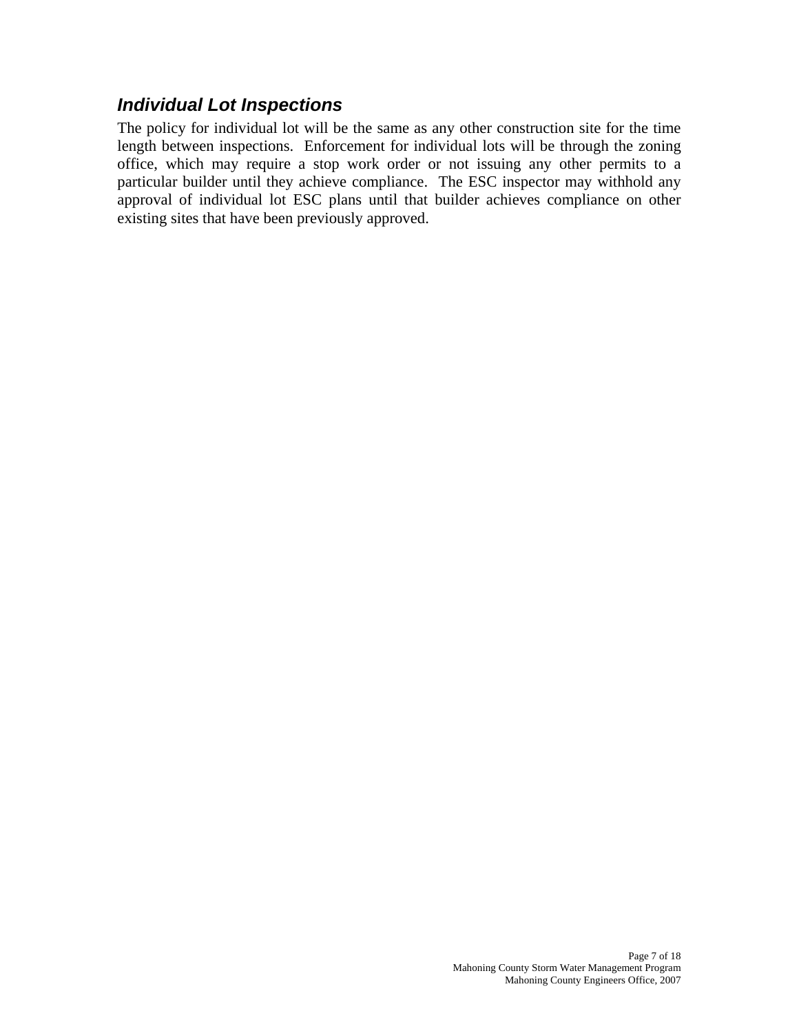### *Individual Lot Inspections*

The policy for individual lot will be the same as any other construction site for the time length between inspections. Enforcement for individual lots will be through the zoning office, which may require a stop work order or not issuing any other permits to a particular builder until they achieve compliance. The ESC inspector may withhold any approval of individual lot ESC plans until that builder achieves compliance on other existing sites that have been previously approved.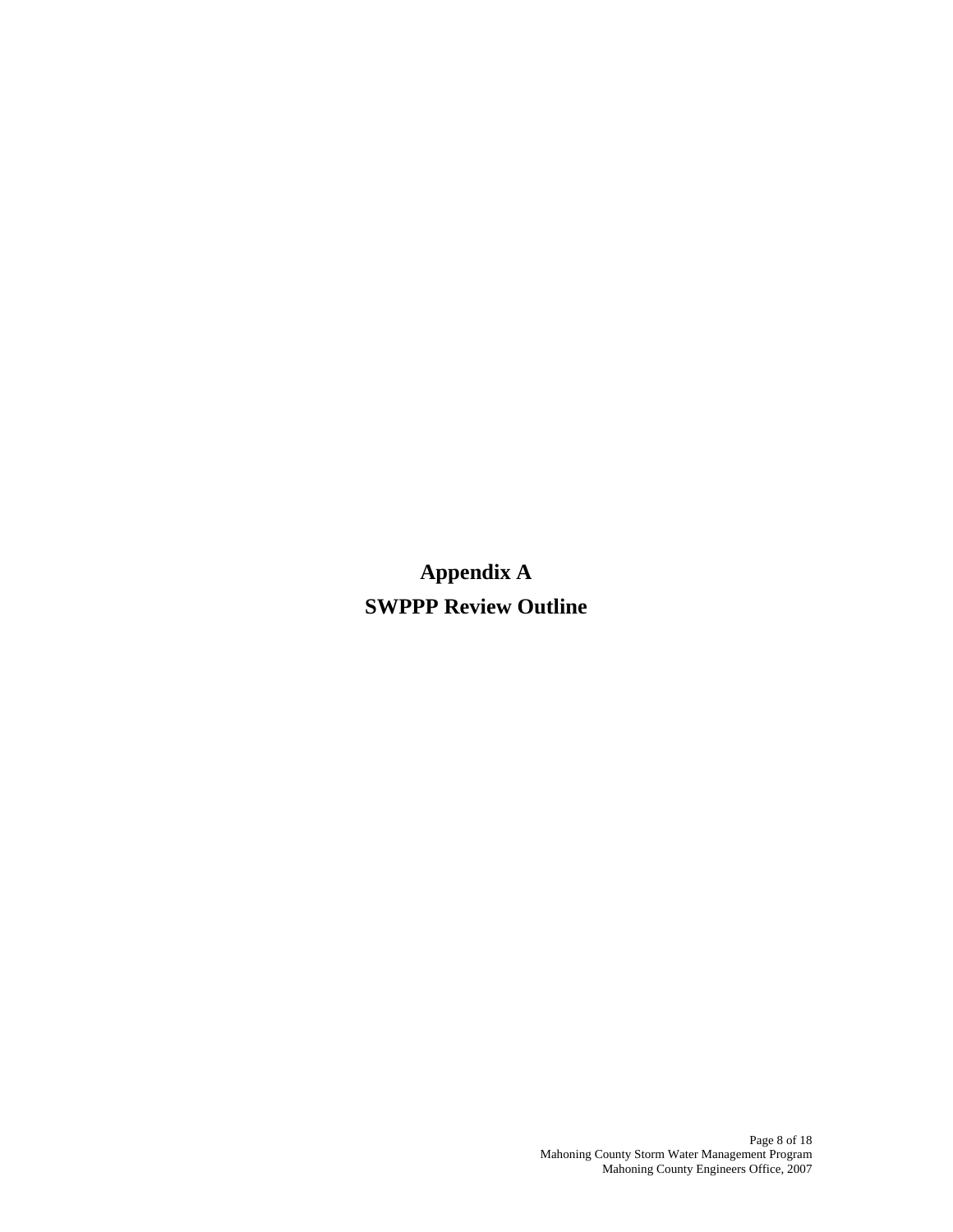# Appendix A

# SWPPP Review Outline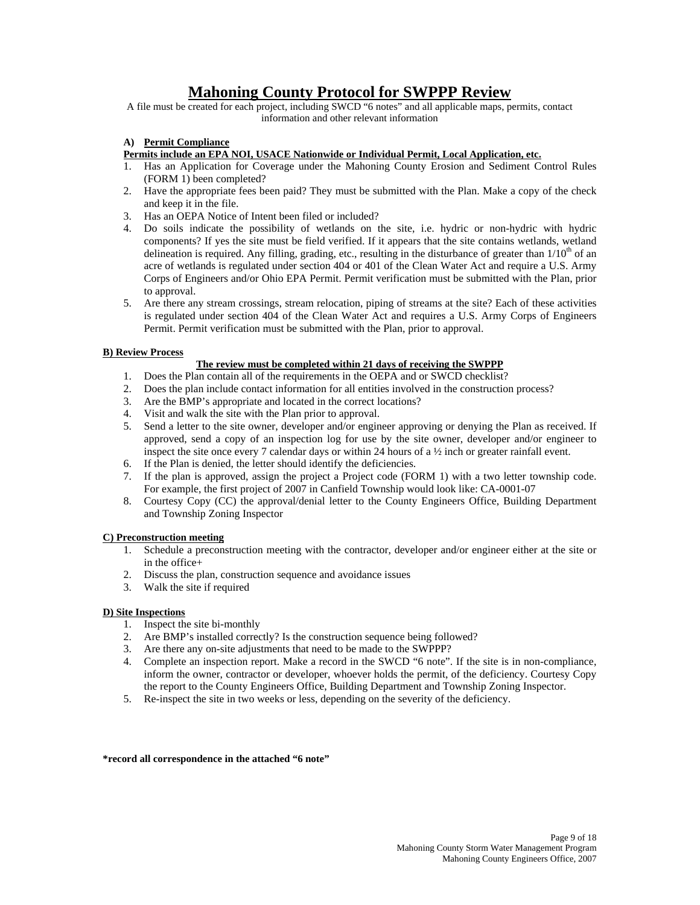# Mahoning County Protocol for SWPPP Review

A file must be created for each project, including SWCD "6 notes" and all applicable maps, permits, contact information and other relevant information

## A) Permit Compliance

**Permits include an EPA NOI, USACE Nationwide or Individual Permit, Local Application, etc.**

1. Has an Application for Coverage under the Mahoning County Erosion and Sediment Control Rules (FORM 1) been completed?
2. Have the appropriate fees been paid? They must be submitted with the Plan. Make a copy of the check and keep it in the file.
3. Has an OEPA Notice of Intent been filed or included?
4. Do soils indicate the possibility of wetlands on the site, i.e. hydric or non-hydric with hydric components? If yes the site must be field verified. If it appears that the site contains wetlands, wetland delineation is required. Any filling, grading, etc., resulting in the disturbance of greater than 1/10$^{th}$ of an acre of wetlands is regulated under section 404 or 401 of the Clean Water Act and require a U.S. Army Corps of Engineers and/or Ohio EPA Permit. Permit verification must be submitted with the Plan, prior to approval.
5. Are there any stream crossings, stream relocation, piping of streams at the site? Each of these activities is regulated under section 404 of the Clean Water Act and requires a U.S. Army Corps of Engineers Permit. Permit verification must be submitted with the Plan, prior to approval.

## B) Review Process

**The review must be completed within 21 days of receiving the SWPPP**

1. Does the Plan contain all of the requirements in the OEPA and or SWCD checklist?
2. Does the plan include contact information for all entities involved in the construction process?
3. Are the BMP's appropriate and located in the correct locations?
4. Visit and walk the site with the Plan prior to approval.
5. Send a letter to the site owner, developer and/or engineer approving or denying the Plan as received. If approved, send a copy of an inspection log for use by the site owner, developer and/or engineer to inspect the site once every 7 calendar days or within 24 hours of a ½ inch or greater rainfall event.
6. If the Plan is denied, the letter should identify the deficiencies.
7. If the plan is approved, assign the project a Project code (FORM 1) with a two letter township code. For example, the first project of 2007 in Canfield Township would look like: CA-0001-07
8. Courtesy Copy (CC) the approval/denial letter to the County Engineers Office, Building Department and Township Zoning Inspector

## C) Preconstruction meeting

1. Schedule a preconstruction meeting with the contractor, developer and/or engineer either at the site or in the office+
2. Discuss the plan, construction sequence and avoidance issues
3. Walk the site if required

## D) Site Inspections

1. Inspect the site bi-monthly
2. Are BMP's installed correctly? Is the construction sequence being followed?
3. Are there any on-site adjustments that need to be made to the SWPPP?
4. Complete an inspection report. Make a record in the SWCD "6 note". If the site is in non-compliance, inform the owner, contractor or developer, whoever holds the permit, of the deficiency. Courtesy Copy the report to the County Engineers Office, Building Department and Township Zoning Inspector.
5. Re-inspect the site in two weeks or less, depending on the severity of the deficiency.

**\*record all correspondence in the attached "6 note"**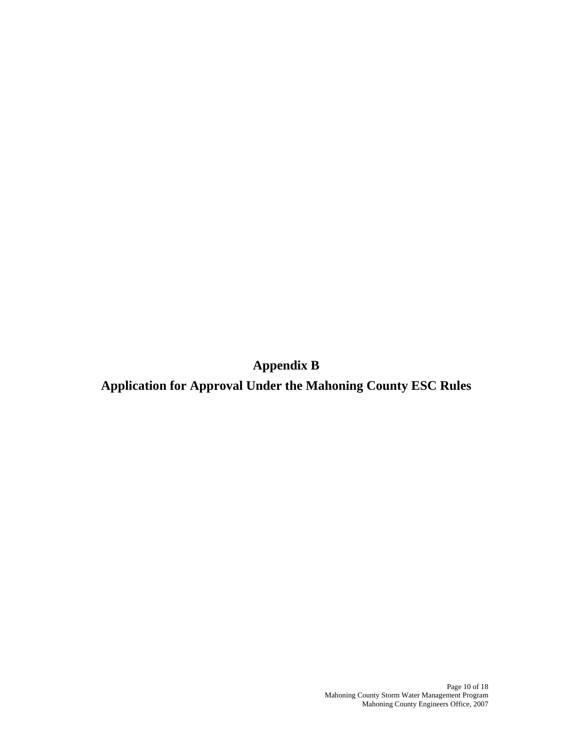# Appendix B

# Application for Approval Under the Mahoning County ESC Rules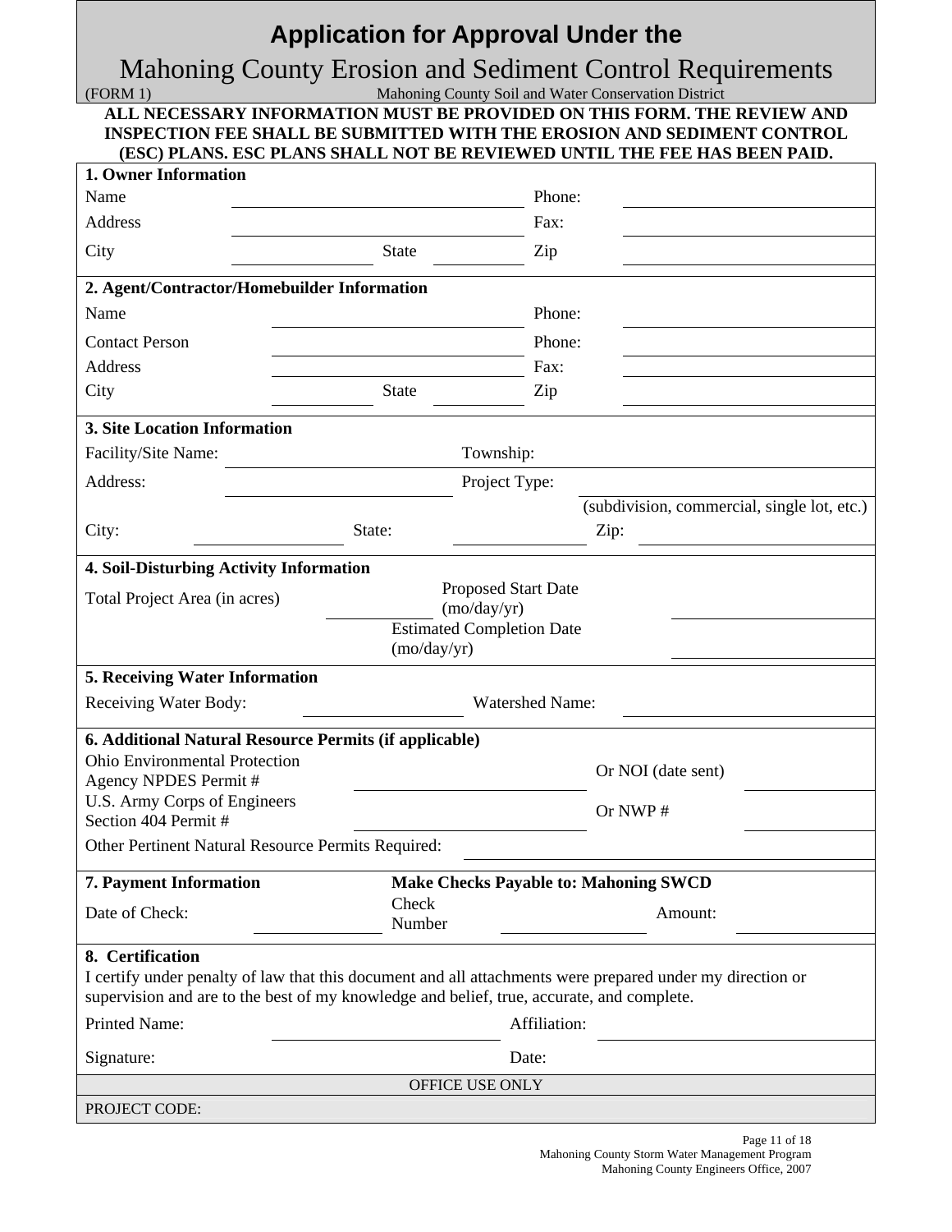# Application for Approval Under the

## Mahoning County Erosion and Sediment Control Requirements

(FORM 1) Mahoning County Soil and Water Conservation District

**ALL NECESSARY INFORMATION MUST BE PROVIDED ON THIS FORM. THE REVIEW AND INSPECTION FEE SHALL BE SUBMITTED WITH THE EROSION AND SEDIMENT CONTROL (ESC) PLANS. ESC PLANS SHALL NOT BE REVIEWED UNTIL THE FEE HAS BEEN PAID.**

**1. Owner Information**

| | | | | | |
|---|---|---|---|---|---|
| Name | | | | Phone: | |
| Address | | | | Fax: | |
| City | | State | | Zip | |

**2. Agent/Contractor/Homebuilder Information**

| | | | | | |
|---|---|---|---|---|---|
| Name | | | | Phone: | |
| Contact Person | | | | Phone: | |
| Address | | | | Fax: | |
| City | | State | | Zip | |

**3. Site Location Information**

| | | | | | |
|---|---|---|---|---|---|
| Facility/Site Name: | | | Township: | | |
| Address: | | | Project Type: | (subdivision, commercial, single lot, etc.) | |
| City: | | State: | | Zip: | |

**4. Soil-Disturbing Activity Information**

| | | | |
|---|---|---|---|
| Total Project Area (in acres) | | Proposed Start Date (mo/day/yr) | |
| | | Estimated Completion Date (mo/day/yr) | |

**5. Receiving Water Information**

| | | | |
|---|---|---|---|
| Receiving Water Body: | | Watershed Name: | |

**6. Additional Natural Resource Permits (if applicable)**

| | | | |
|---|---|---|---|
| Ohio Environmental Protection Agency NPDES Permit # | | Or NOI (date sent) | |
| U.S. Army Corps of Engineers Section 404 Permit # | | Or NWP # | |
| Other Pertinent Natural Resource Permits Required: | | | |

**7. Payment Information** **Make Checks Payable to: Mahoning SWCD**

| | | | | | |
|---|---|---|---|---|---|
| Date of Check: | | Check Number | | Amount: | |

**8. Certification**

I certify under penalty of law that this document and all attachments were prepared under my direction or supervision and are to the best of my knowledge and belief, true, accurate, and complete.

| | | | |
|---|---|---|---|
| Printed Name: | | Affiliation: | |
| Signature: | | Date: | |

OFFICE USE ONLY

PROJECT CODE:

Mahoning County Storm Water Management Program
Mahoning County Engineers Office, 2007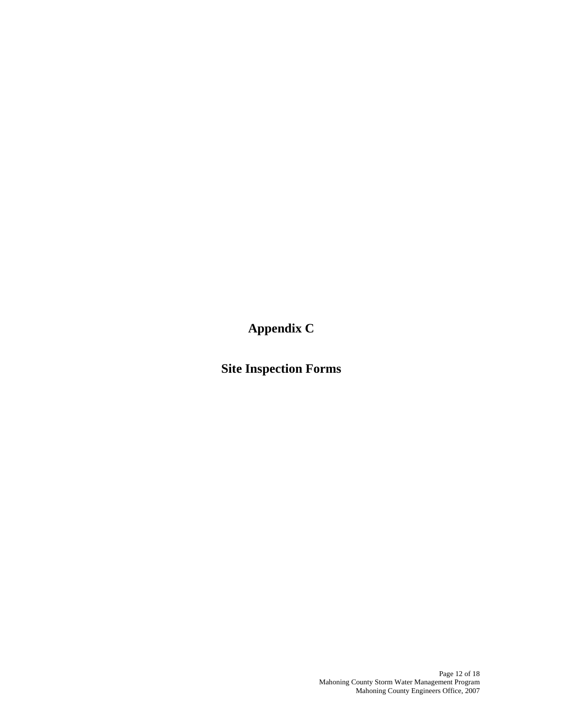# Appendix C

# Site Inspection Forms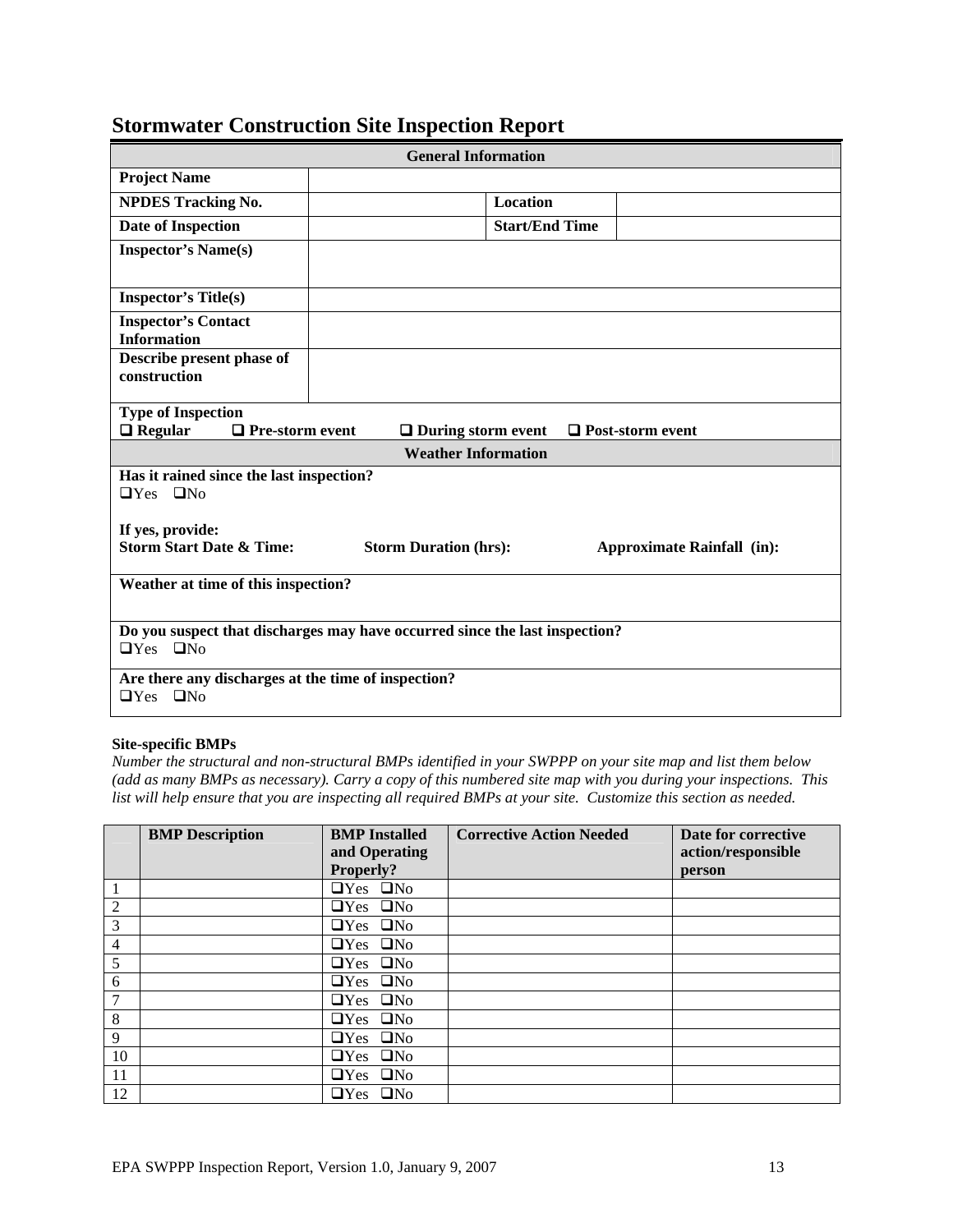# Stormwater Construction Site Inspection Report

| General Information | | | |
|---|---|---|---|
| **Project Name** | | | |
| **NPDES Tracking No.** | | **Location** | |
| **Date of Inspection** | | **Start/End Time** | |
| **Inspector's Name(s)** | | | |
| **Inspector's Title(s)** | | | |
| **Inspector's Contact Information** | | | |
| **Describe present phase of construction** | | | |
| **Type of Inspection**<br>❑ **Regular** ❑ **Pre-storm event** ❑ **During storm event** ❑ **Post-storm event** | | | |

| Weather Information |
|---|
| **Has it rained since the last inspection?**<br>❑Yes ❑No<br><br>**If yes, provide:**<br>**Storm Start Date & Time:** **Storm Duration (hrs):** **Approximate Rainfall (in):** |
| **Weather at time of this inspection?** |
| **Do you suspect that discharges may have occurred since the last inspection?**<br>❑Yes ❑No |
| **Are there any discharges at the time of inspection?**<br>❑Yes ❑No |

**Site-specific BMPs**

*Number the structural and non-structural BMPs identified in your SWPPP on your site map and list them below (add as many BMPs as necessary). Carry a copy of this numbered site map with you during your inspections. This list will help ensure that you are inspecting all required BMPs at your site. Customize this section as needed.*

| | BMP Description | BMP Installed and Operating Properly? | Corrective Action Needed | Date for corrective action/responsible person |
|---|---|---|---|---|
| 1 | | ❑Yes ❑No | | |
| 2 | | ❑Yes ❑No | | |
| 3 | | ❑Yes ❑No | | |
| 4 | | ❑Yes ❑No | | |
| 5 | | ❑Yes ❑No | | |
| 6 | | ❑Yes ❑No | | |
| 7 | | ❑Yes ❑No | | |
| 8 | | ❑Yes ❑No | | |
| 9 | | ❑Yes ❑No | | |
| 10 | | ❑Yes ❑No | | |
| 11 | | ❑Yes ❑No | | |
| 12 | | ❑Yes ❑No | | |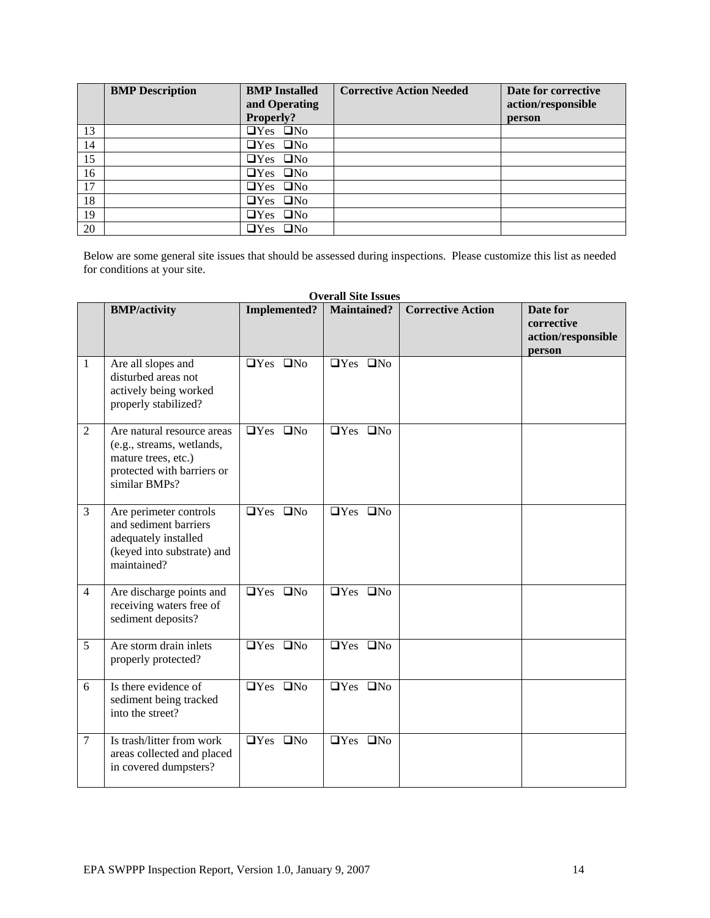| | BMP Description | BMP Installed and Operating Properly? | Corrective Action Needed | Date for corrective action/responsible person |
|---|---|---|---|---|
| 13 | | ❑Yes ❑No | | |
| 14 | | ❑Yes ❑No | | |
| 15 | | ❑Yes ❑No | | |
| 16 | | ❑Yes ❑No | | |
| 17 | | ❑Yes ❑No | | |
| 18 | | ❑Yes ❑No | | |
| 19 | | ❑Yes ❑No | | |
| 20 | | ❑Yes ❑No | | |

Below are some general site issues that should be assessed during inspections. Please customize this list as needed for conditions at your site.

**Overall Site Issues**

| | BMP/activity | Implemented? | Maintained? | Corrective Action | Date for corrective action/responsible person |
|---|---|---|---|---|---|
| 1 | Are all slopes and disturbed areas not actively being worked properly stabilized? | ❑Yes ❑No | ❑Yes ❑No | | |
| 2 | Are natural resource areas (e.g., streams, wetlands, mature trees, etc.) protected with barriers or similar BMPs? | ❑Yes ❑No | ❑Yes ❑No | | |
| 3 | Are perimeter controls and sediment barriers adequately installed (keyed into substrate) and maintained? | ❑Yes ❑No | ❑Yes ❑No | | |
| 4 | Are discharge points and receiving waters free of sediment deposits? | ❑Yes ❑No | ❑Yes ❑No | | |
| 5 | Are storm drain inlets properly protected? | ❑Yes ❑No | ❑Yes ❑No | | |
| 6 | Is there evidence of sediment being tracked into the street? | ❑Yes ❑No | ❑Yes ❑No | | |
| 7 | Is trash/litter from work areas collected and placed in covered dumpsters? | ❑Yes ❑No | ❑Yes ❑No | | |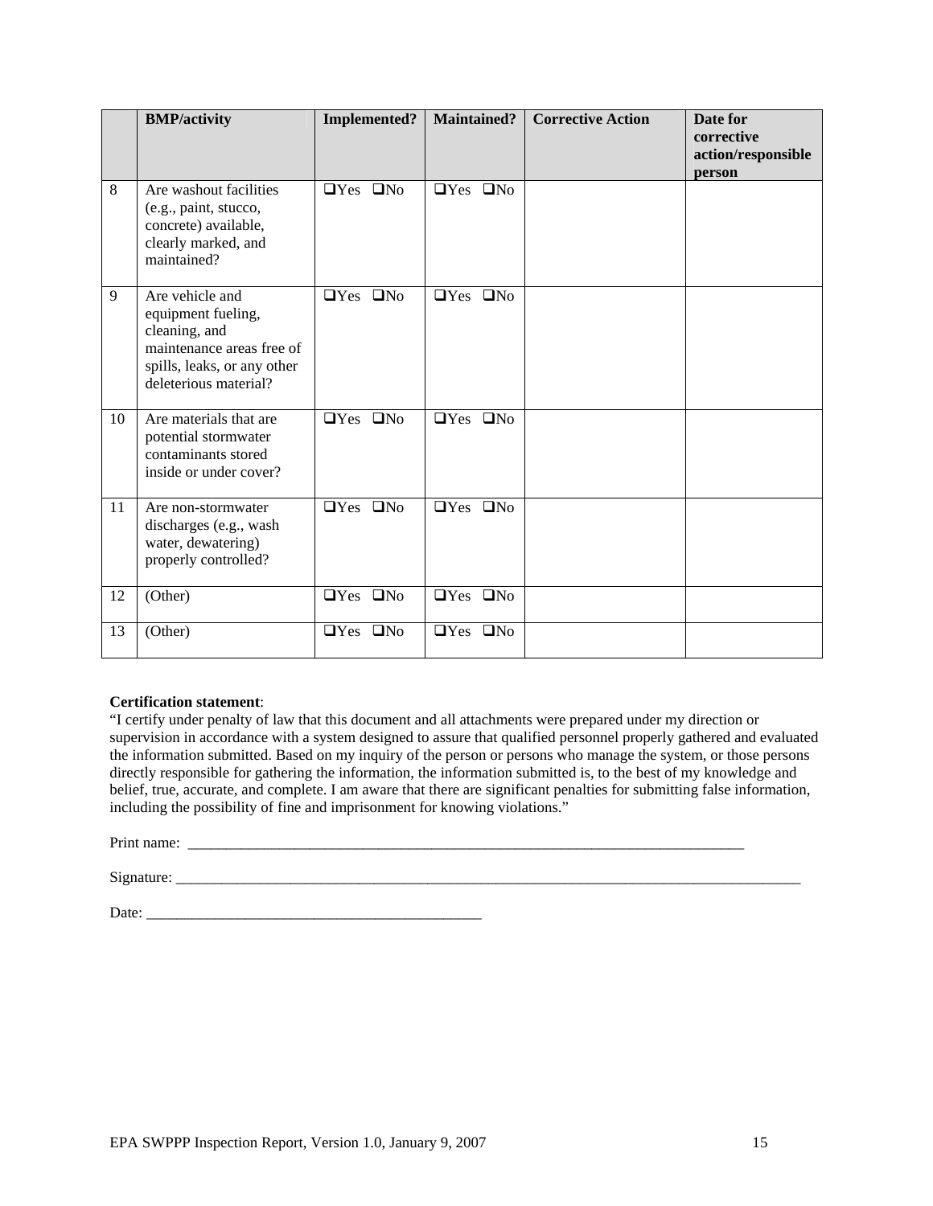| | BMP/activity | Implemented? | Maintained? | Corrective Action | Date for corrective action/responsible person |
|---|---|---|---|---|---|
| 8 | Are washout facilities (e.g., paint, stucco, concrete) available, clearly marked, and maintained? | ❑Yes ❑No | ❑Yes ❑No | | |
| 9 | Are vehicle and equipment fueling, cleaning, and maintenance areas free of spills, leaks, or any other deleterious material? | ❑Yes ❑No | ❑Yes ❑No | | |
| 10 | Are materials that are potential stormwater contaminants stored inside or under cover? | ❑Yes ❑No | ❑Yes ❑No | | |
| 11 | Are non-stormwater discharges (e.g., wash water, dewatering) properly controlled? | ❑Yes ❑No | ❑Yes ❑No | | |
| 12 | (Other) | ❑Yes ❑No | ❑Yes ❑No | | |
| 13 | (Other) | ❑Yes ❑No | ❑Yes ❑No | | |

**Certification statement**:

"I certify under penalty of law that this document and all attachments were prepared under my direction or supervision in accordance with a system designed to assure that qualified personnel properly gathered and evaluated the information submitted. Based on my inquiry of the person or persons who manage the system, or those persons directly responsible for gathering the information, the information submitted is, to the best of my knowledge and belief, true, accurate, and complete. I am aware that there are significant penalties for submitting false information, including the possibility of fine and imprisonment for knowing violations."

Print name: ______________________________________________________________________________

Signature: ________________________________________________________________________________________

Date: _____________________________________________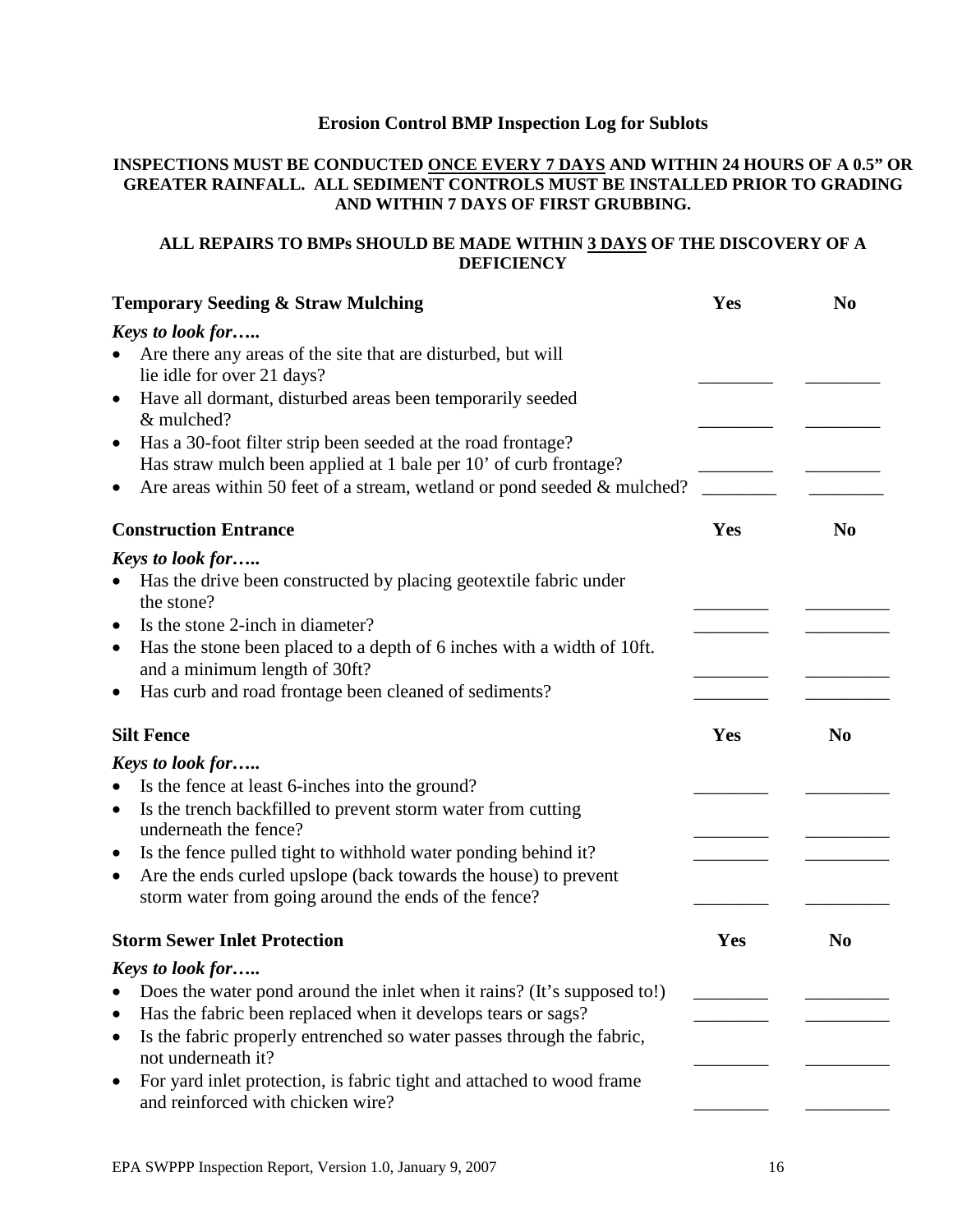# Erosion Control BMP Inspection Log for Sublots

**INSPECTIONS MUST BE CONDUCTED ONCE EVERY 7 DAYS AND WITHIN 24 HOURS OF A 0.5" OR GREATER RAINFALL. ALL SEDIMENT CONTROLS MUST BE INSTALLED PRIOR TO GRADING AND WITHIN 7 DAYS OF FIRST GRUBBING.**

**ALL REPAIRS TO BMPs SHOULD BE MADE WITHIN 3 DAYS OF THE DISCOVERY OF A DEFICIENCY**

| **Temporary Seeding & Straw Mulching** | **Yes** | **No** |
|---|---|---|
| ***Keys to look for…..*** | | |
| • Are there any areas of the site that are disturbed, but will lie idle for over 21 days? | ________ | ________ |
| • Have all dormant, disturbed areas been temporarily seeded & mulched? | ________ | ________ |
| • Has a 30-foot filter strip been seeded at the road frontage? Has straw mulch been applied at 1 bale per 10' of curb frontage? | ________ | ________ |
| • Are areas within 50 feet of a stream, wetland or pond seeded & mulched? | ________ | ________ |

| **Construction Entrance** | **Yes** | **No** |
|---|---|---|
| ***Keys to look for…..*** | | |
| • Has the drive been constructed by placing geotextile fabric under the stone? | ________ | ________ |
| • Is the stone 2-inch in diameter? | ________ | ________ |
| • Has the stone been placed to a depth of 6 inches with a width of 10ft. and a minimum length of 30ft? | ________ | ________ |
| • Has curb and road frontage been cleaned of sediments? | ________ | ________ |

| **Silt Fence** | **Yes** | **No** |
|---|---|---|
| ***Keys to look for…..*** | | |
| • Is the fence at least 6-inches into the ground? | ________ | ________ |
| • Is the trench backfilled to prevent storm water from cutting underneath the fence? | ________ | ________ |
| • Is the fence pulled tight to withhold water ponding behind it? | ________ | ________ |
| • Are the ends curled upslope (back towards the house) to prevent storm water from going around the ends of the fence? | ________ | ________ |

| **Storm Sewer Inlet Protection** | **Yes** | **No** |
|---|---|---|
| ***Keys to look for…..*** | | |
| • Does the water pond around the inlet when it rains? (It's supposed to!) | ________ | ________ |
| • Has the fabric been replaced when it develops tears or sags? | ________ | ________ |
| • Is the fabric properly entrenched so water passes through the fabric, not underneath it? | ________ | ________ |
| • For yard inlet protection, is fabric tight and attached to wood frame and reinforced with chicken wire? | ________ | ________ |

EPA SWPPP Inspection Report, Version 1.0, January 9, 2007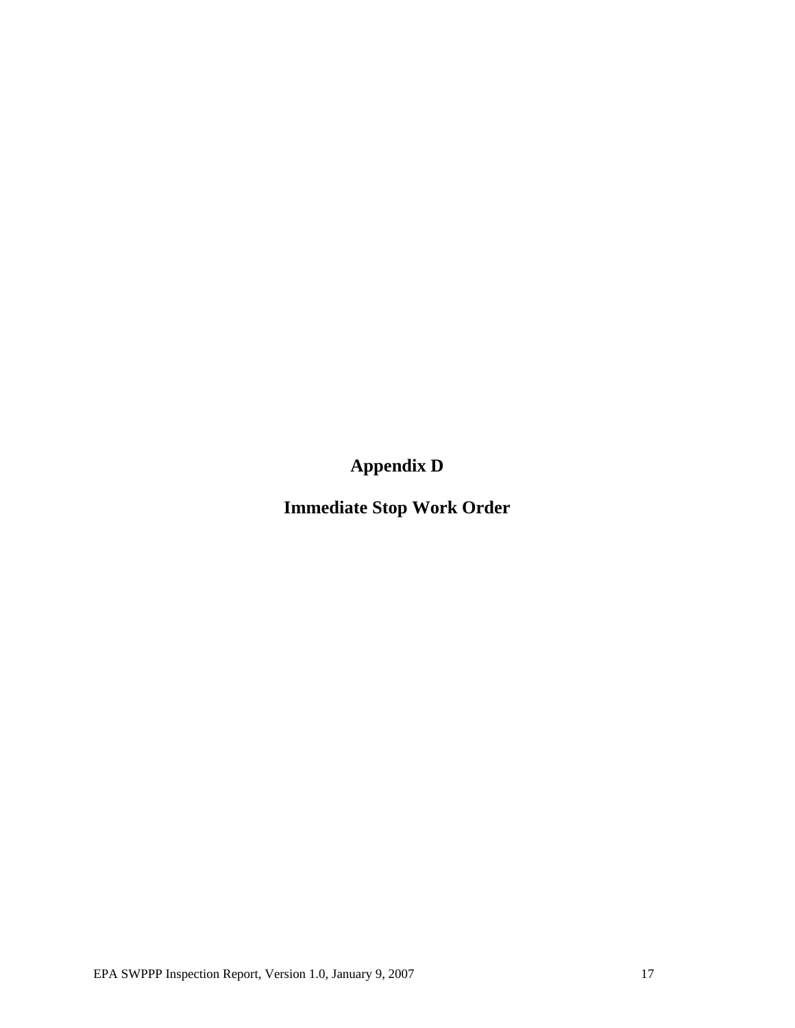# Appendix D

# Immediate Stop Work Order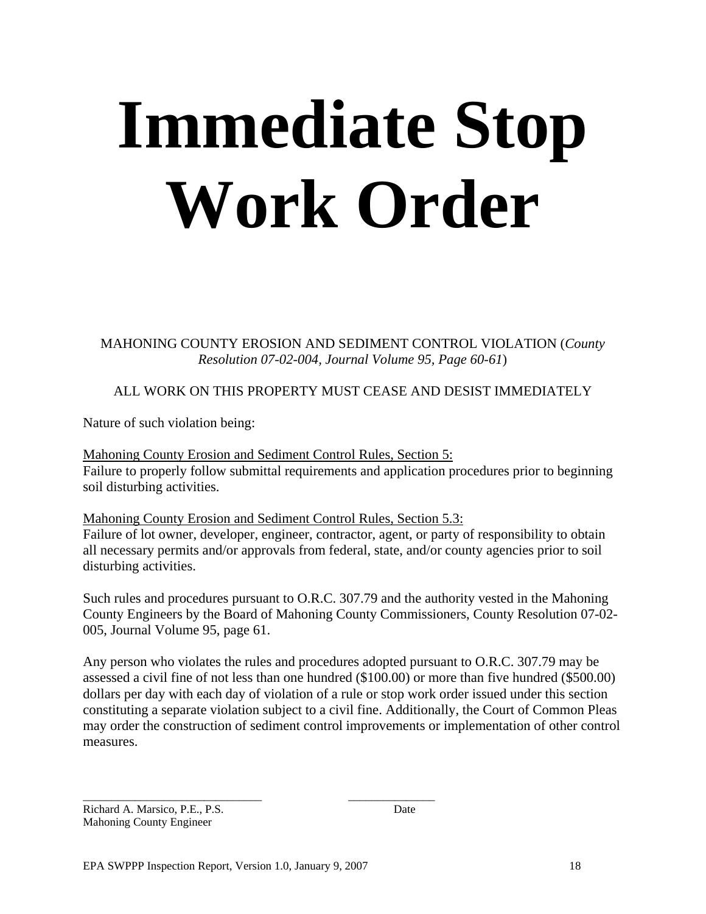# Immediate Stop Work Order

MAHONING COUNTY EROSION AND SEDIMENT CONTROL VIOLATION (*County Resolution 07-02-004, Journal Volume 95, Page 60-61*)

ALL WORK ON THIS PROPERTY MUST CEASE AND DESIST IMMEDIATELY

Nature of such violation being:

<u>Mahoning County Erosion and Sediment Control Rules, Section 5:</u>
Failure to properly follow submittal requirements and application procedures prior to beginning soil disturbing activities.

<u>Mahoning County Erosion and Sediment Control Rules, Section 5.3:</u>
Failure of lot owner, developer, engineer, contractor, agent, or party of responsibility to obtain all necessary permits and/or approvals from federal, state, and/or county agencies prior to soil disturbing activities.

Such rules and procedures pursuant to O.R.C. 307.79 and the authority vested in the Mahoning County Engineers by the Board of Mahoning County Commissioners, County Resolution 07-02-005, Journal Volume 95, page 61.

Any person who violates the rules and procedures adopted pursuant to O.R.C. 307.79 may be assessed a civil fine of not less than one hundred ($100.00) or more than five hundred ($500.00) dollars per day with each day of violation of a rule or stop work order issued under this section constituting a separate violation subject to a civil fine. Additionally, the Court of Common Pleas may order the construction of sediment control improvements or implementation of other control measures.

\_\_\_\_\_\_\_\_\_\_\_\_\_\_\_\_\_\_\_\_\_\_\_\_\_\_\_\_\_\_ \_\_\_\_\_\_\_\_\_\_\_\_\_\_\_
Richard A. Marsico, P.E., P.S. Date
Mahoning County Engineer